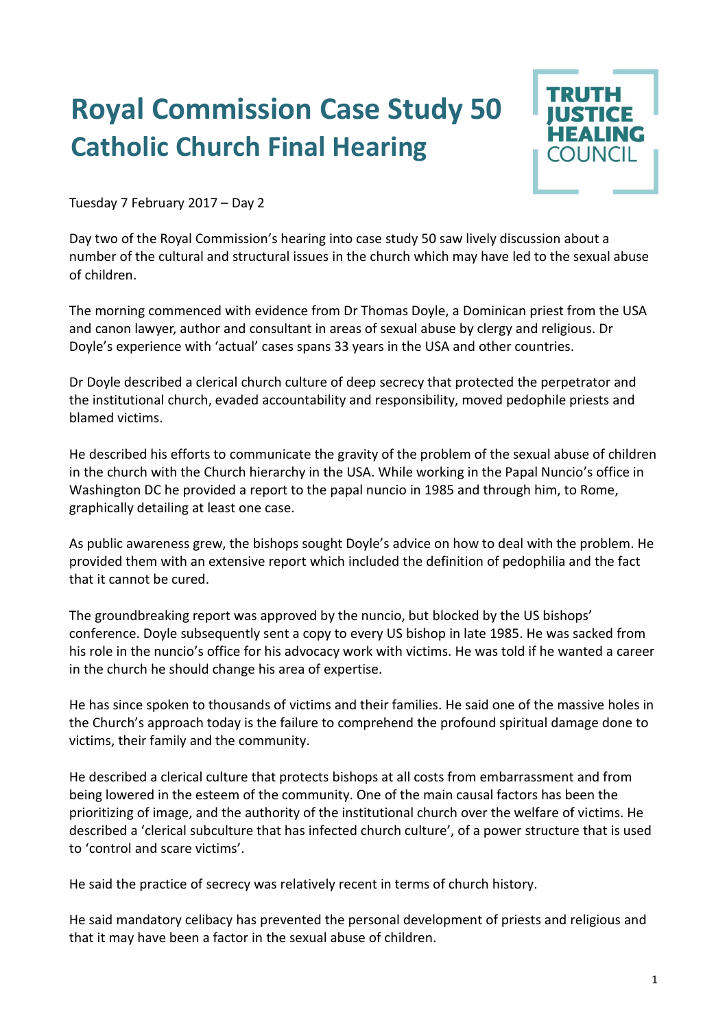# Royal Commission Case Study 50
## Catholic Church Final Hearing

TRUTH JUSTICE HEALING COUNCIL

Tuesday 7 February 2017 – Day 2

Day two of the Royal Commission's hearing into case study 50 saw lively discussion about a number of the cultural and structural issues in the church which may have led to the sexual abuse of children.

The morning commenced with evidence from Dr Thomas Doyle, a Dominican priest from the USA and canon lawyer, author and consultant in areas of sexual abuse by clergy and religious. Dr Doyle's experience with 'actual' cases spans 33 years in the USA and other countries.

Dr Doyle described a clerical church culture of deep secrecy that protected the perpetrator and the institutional church, evaded accountability and responsibility, moved pedophile priests and blamed victims.

He described his efforts to communicate the gravity of the problem of the sexual abuse of children in the church with the Church hierarchy in the USA. While working in the Papal Nuncio's office in Washington DC he provided a report to the papal nuncio in 1985 and through him, to Rome, graphically detailing at least one case.

As public awareness grew, the bishops sought Doyle's advice on how to deal with the problem. He provided them with an extensive report which included the definition of pedophilia and the fact that it cannot be cured.

The groundbreaking report was approved by the nuncio, but blocked by the US bishops' conference. Doyle subsequently sent a copy to every US bishop in late 1985. He was sacked from his role in the nuncio's office for his advocacy work with victims. He was told if he wanted a career in the church he should change his area of expertise.

He has since spoken to thousands of victims and their families. He said one of the massive holes in the Church's approach today is the failure to comprehend the profound spiritual damage done to victims, their family and the community.

He described a clerical culture that protects bishops at all costs from embarrassment and from being lowered in the esteem of the community. One of the main causal factors has been the prioritizing of image, and the authority of the institutional church over the welfare of victims. He described a 'clerical subculture that has infected church culture', of a power structure that is used to 'control and scare victims'.

He said the practice of secrecy was relatively recent in terms of church history.

He said mandatory celibacy has prevented the personal development of priests and religious and that it may have been a factor in the sexual abuse of children.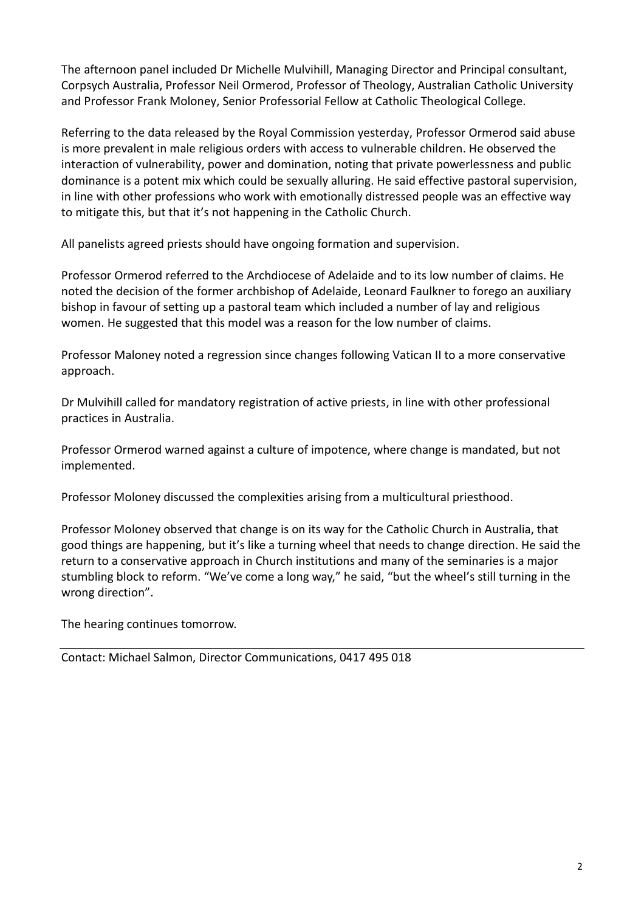The afternoon panel included Dr Michelle Mulvihill, Managing Director and Principal consultant, Corpsych Australia, Professor Neil Ormerod, Professor of Theology, Australian Catholic University and Professor Frank Moloney, Senior Professorial Fellow at Catholic Theological College.

Referring to the data released by the Royal Commission yesterday, Professor Ormerod said abuse is more prevalent in male religious orders with access to vulnerable children. He observed the interaction of vulnerability, power and domination, noting that private powerlessness and public dominance is a potent mix which could be sexually alluring. He said effective pastoral supervision, in line with other professions who work with emotionally distressed people was an effective way to mitigate this, but that it's not happening in the Catholic Church.

All panelists agreed priests should have ongoing formation and supervision.

Professor Ormerod referred to the Archdiocese of Adelaide and to its low number of claims. He noted the decision of the former archbishop of Adelaide, Leonard Faulkner to forego an auxiliary bishop in favour of setting up a pastoral team which included a number of lay and religious women. He suggested that this model was a reason for the low number of claims.

Professor Maloney noted a regression since changes following Vatican II to a more conservative approach.

Dr Mulvihill called for mandatory registration of active priests, in line with other professional practices in Australia.

Professor Ormerod warned against a culture of impotence, where change is mandated, but not implemented.

Professor Moloney discussed the complexities arising from a multicultural priesthood.

Professor Moloney observed that change is on its way for the Catholic Church in Australia, that good things are happening, but it's like a turning wheel that needs to change direction. He said the return to a conservative approach in Church institutions and many of the seminaries is a major stumbling block to reform. "We've come a long way," he said, "but the wheel's still turning in the wrong direction".

The hearing continues tomorrow.

---

Contact: Michael Salmon, Director Communications, 0417 495 018